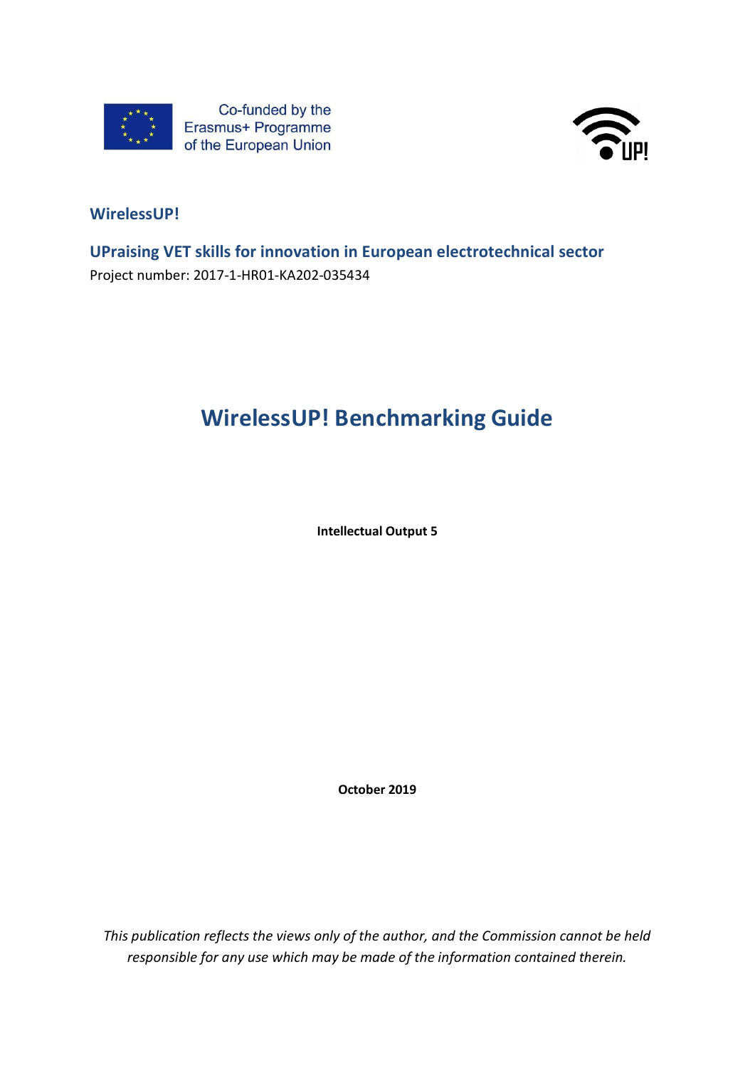Co-funded by the Erasmus+ Programme of the European Union

**WirelessUP!**

**UPraising VET skills for innovation in European electrotechnical sector**

Project number: 2017-1-HR01-KA202-035434

# WirelessUP! Benchmarking Guide

**Intellectual Output 5**

**October 2019**

*This publication reflects the views only of the author, and the Commission cannot be held responsible for any use which may be made of the information contained therein.*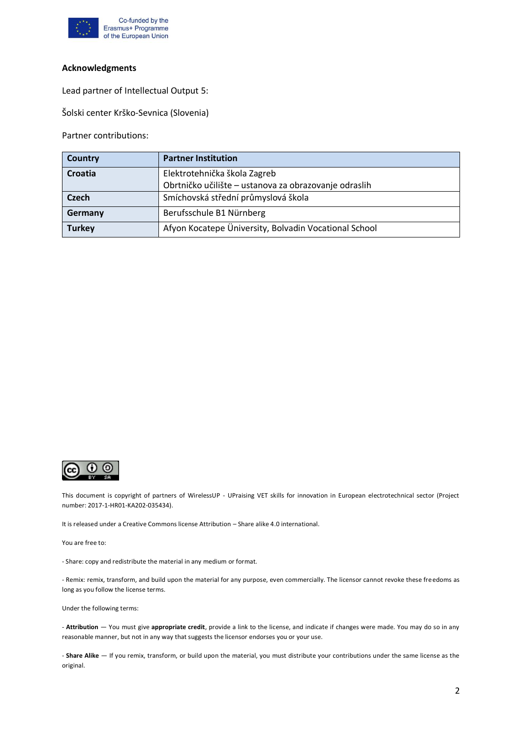**Acknowledgments**

Lead partner of Intellectual Output 5:

Šolski center Krško-Sevnica (Slovenia)

Partner contributions:

| Country | Partner Institution |
|---|---|
| **Croatia** | Elektrotehnička škola Zagreb<br>Obrtničko učilište – ustanova za obrazovanje odraslih |
| **Czech** | Smíchovská střední průmyslová škola |
| **Germany** | Berufsschule B1 Nürnberg |
| **Turkey** | Afyon Kocatepe Üniversity, Bolvadin Vocational School |

This document is copyright of partners of WirelessUP - UPraising VET skills for innovation in European electrotechnical sector (Project number: 2017-1-HR01-KA202-035434).

It is released under a Creative Commons license Attribution – Share alike 4.0 international.

You are free to:

- Share: copy and redistribute the material in any medium or format.

- Remix: remix, transform, and build upon the material for any purpose, even commercially. The licensor cannot revoke these freedoms as long as you follow the license terms.

Under the following terms:

- **Attribution** — You must give **appropriate credit**, provide a link to the license, and indicate if changes were made. You may do so in any reasonable manner, but not in any way that suggests the licensor endorses you or your use.

- **Share Alike** — If you remix, transform, or build upon the material, you must distribute your contributions under the same license as the original.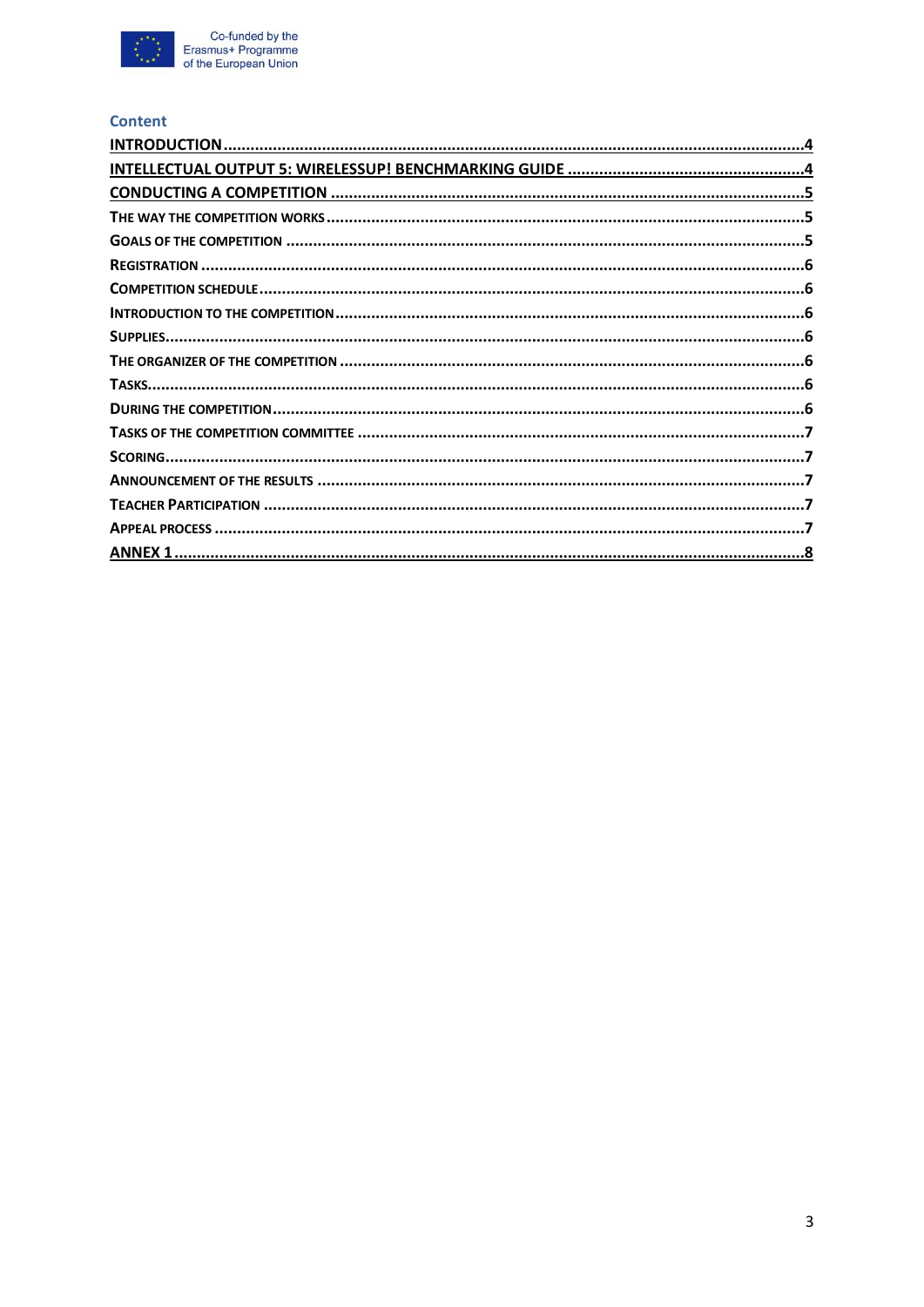## Content

- INTRODUCTION ........ 4
- INTELLECTUAL OUTPUT 5: WIRELESSUP! BENCHMARKING GUIDE ........ 4
- CONDUCTING A COMPETITION ........ 5
  - THE WAY THE COMPETITION WORKS ........ 5
  - GOALS OF THE COMPETITION ........ 5
  - REGISTRATION ........ 6
  - COMPETITION SCHEDULE ........ 6
  - INTRODUCTION TO THE COMPETITION ........ 6
  - SUPPLIES ........ 6
  - THE ORGANIZER OF THE COMPETITION ........ 6
  - TASKS ........ 6
  - DURING THE COMPETITION ........ 6
  - TASKS OF THE COMPETITION COMMITTEE ........ 7
  - SCORING ........ 7
  - ANNOUNCEMENT OF THE RESULTS ........ 7
  - TEACHER PARTICIPATION ........ 7
  - APPEAL PROCESS ........ 7
- ANNEX 1 ........ 8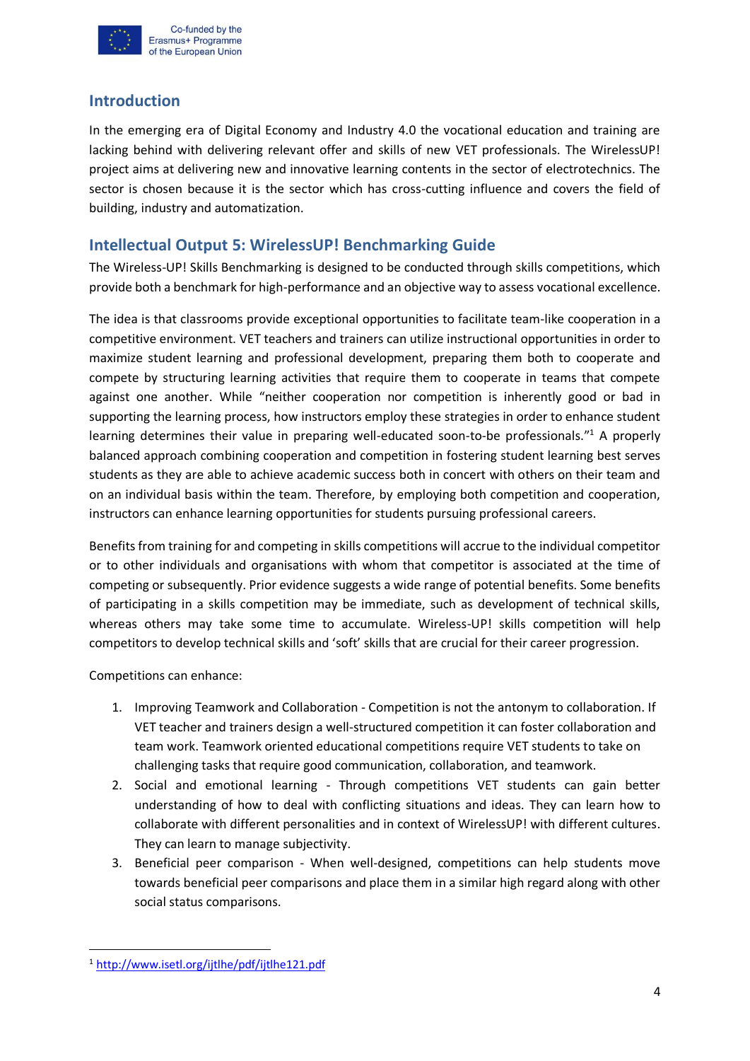## Introduction

In the emerging era of Digital Economy and Industry 4.0 the vocational education and training are lacking behind with delivering relevant offer and skills of new VET professionals. The WirelessUP! project aims at delivering new and innovative learning contents in the sector of electrotechnics. The sector is chosen because it is the sector which has cross-cutting influence and covers the field of building, industry and automatization.

## Intellectual Output 5: WirelessUP! Benchmarking Guide

The Wireless-UP! Skills Benchmarking is designed to be conducted through skills competitions, which provide both a benchmark for high-performance and an objective way to assess vocational excellence.

The idea is that classrooms provide exceptional opportunities to facilitate team-like cooperation in a competitive environment. VET teachers and trainers can utilize instructional opportunities in order to maximize student learning and professional development, preparing them both to cooperate and compete by structuring learning activities that require them to cooperate in teams that compete against one another. While "neither cooperation nor competition is inherently good or bad in supporting the learning process, how instructors employ these strategies in order to enhance student learning determines their value in preparing well-educated soon-to-be professionals."[1] A properly balanced approach combining cooperation and competition in fostering student learning best serves students as they are able to achieve academic success both in concert with others on their team and on an individual basis within the team. Therefore, by employing both competition and cooperation, instructors can enhance learning opportunities for students pursuing professional careers.

Benefits from training for and competing in skills competitions will accrue to the individual competitor or to other individuals and organisations with whom that competitor is associated at the time of competing or subsequently. Prior evidence suggests a wide range of potential benefits. Some benefits of participating in a skills competition may be immediate, such as development of technical skills, whereas others may take some time to accumulate. Wireless-UP! skills competition will help competitors to develop technical skills and 'soft' skills that are crucial for their career progression.

Competitions can enhance:

1. Improving Teamwork and Collaboration - Competition is not the antonym to collaboration. If VET teacher and trainers design a well-structured competition it can foster collaboration and team work. Teamwork oriented educational competitions require VET students to take on challenging tasks that require good communication, collaboration, and teamwork.
2. Social and emotional learning - Through competitions VET students can gain better understanding of how to deal with conflicting situations and ideas. They can learn how to collaborate with different personalities and in context of WirelessUP! with different cultures. They can learn to manage subjectivity.
3. Beneficial peer comparison - When well-designed, competitions can help students move towards beneficial peer comparisons and place them in a similar high regard along with other social status comparisons.

---

[1] http://www.isetl.org/ijtlhe/pdf/ijtlhe121.pdf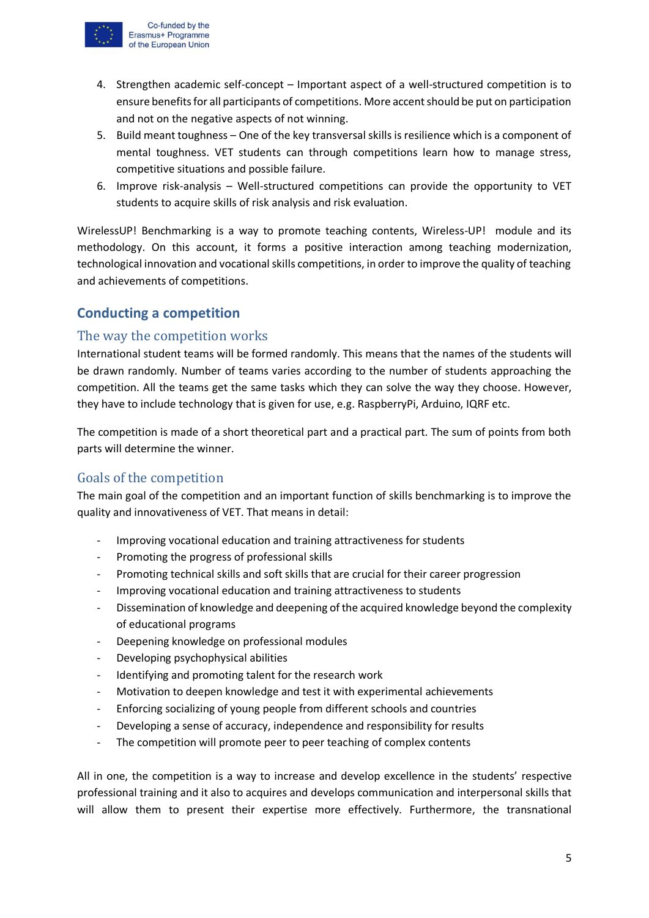4. Strengthen academic self-concept – Important aspect of a well-structured competition is to ensure benefits for all participants of competitions. More accent should be put on participation and not on the negative aspects of not winning.
5. Build meant toughness – One of the key transversal skills is resilience which is a component of mental toughness. VET students can through competitions learn how to manage stress, competitive situations and possible failure.
6. Improve risk-analysis – Well-structured competitions can provide the opportunity to VET students to acquire skills of risk analysis and risk evaluation.

WirelessUP! Benchmarking is a way to promote teaching contents, Wireless-UP! module and its methodology. On this account, it forms a positive interaction among teaching modernization, technological innovation and vocational skills competitions, in order to improve the quality of teaching and achievements of competitions.

## Conducting a competition

### The way the competition works

International student teams will be formed randomly. This means that the names of the students will be drawn randomly. Number of teams varies according to the number of students approaching the competition. All the teams get the same tasks which they can solve the way they choose. However, they have to include technology that is given for use, e.g. RaspberryPi, Arduino, IQRF etc.

The competition is made of a short theoretical part and a practical part. The sum of points from both parts will determine the winner.

### Goals of the competition

The main goal of the competition and an important function of skills benchmarking is to improve the quality and innovativeness of VET. That means in detail:

- Improving vocational education and training attractiveness for students
- Promoting the progress of professional skills
- Promoting technical skills and soft skills that are crucial for their career progression
- Improving vocational education and training attractiveness to students
- Dissemination of knowledge and deepening of the acquired knowledge beyond the complexity of educational programs
- Deepening knowledge on professional modules
- Developing psychophysical abilities
- Identifying and promoting talent for the research work
- Motivation to deepen knowledge and test it with experimental achievements
- Enforcing socializing of young people from different schools and countries
- Developing a sense of accuracy, independence and responsibility for results
- The competition will promote peer to peer teaching of complex contents

All in one, the competition is a way to increase and develop excellence in the students' respective professional training and it also to acquires and develops communication and interpersonal skills that will allow them to present their expertise more effectively. Furthermore, the transnational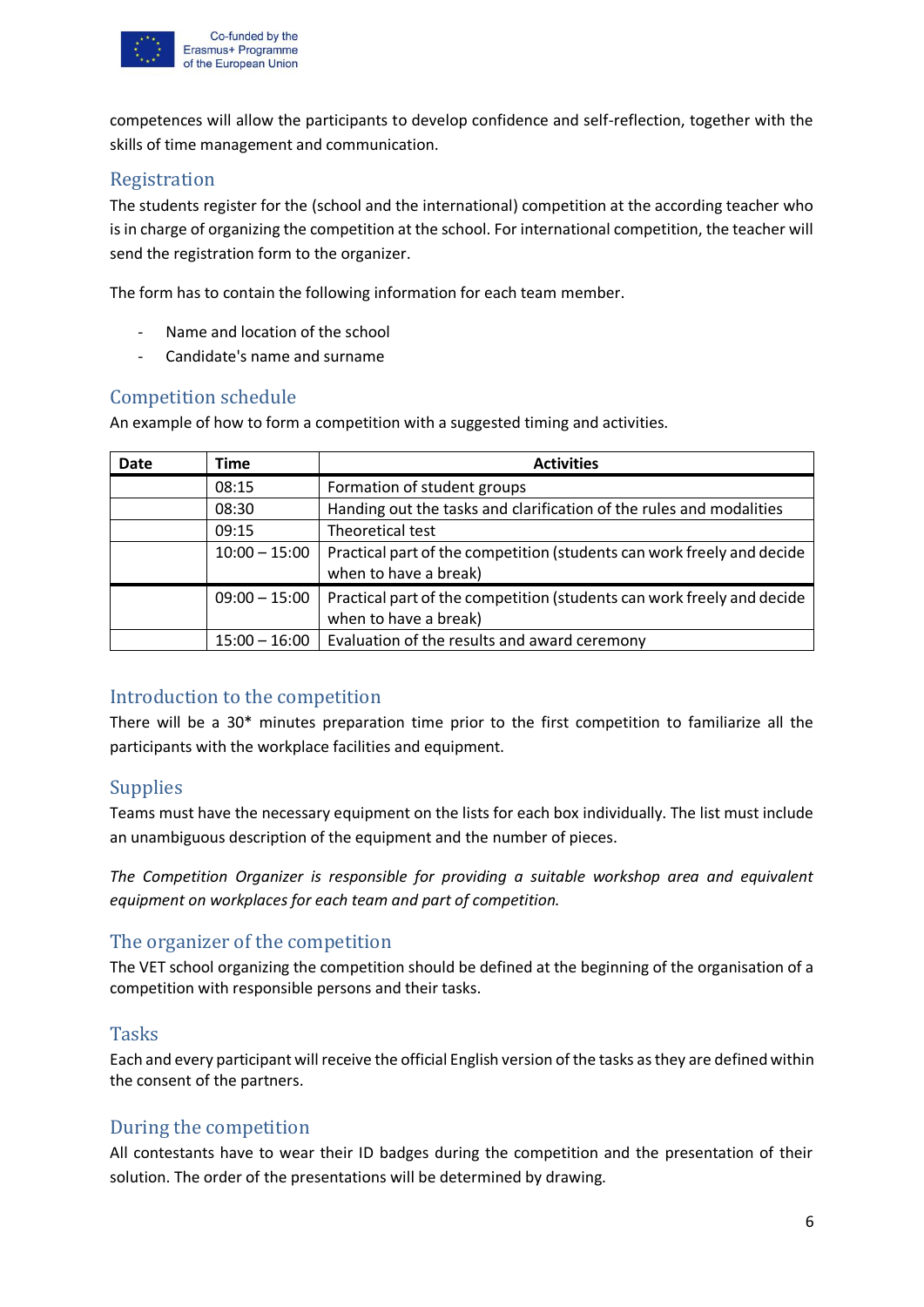competences will allow the participants to develop confidence and self-reflection, together with the skills of time management and communication.

## Registration

The students register for the (school and the international) competition at the according teacher who is in charge of organizing the competition at the school. For international competition, the teacher will send the registration form to the organizer.

The form has to contain the following information for each team member.

- Name and location of the school
- Candidate's name and surname

## Competition schedule

An example of how to form a competition with a suggested timing and activities.

| Date | Time | Activities |
|---|---|---|
| | 08:15 | Formation of student groups |
| | 08:30 | Handing out the tasks and clarification of the rules and modalities |
| | 09:15 | Theoretical test |
| | 10:00 – 15:00 | Practical part of the competition (students can work freely and decide when to have a break) |
| | 09:00 – 15:00 | Practical part of the competition (students can work freely and decide when to have a break) |
| | 15:00 – 16:00 | Evaluation of the results and award ceremony |

## Introduction to the competition

There will be a 30* minutes preparation time prior to the first competition to familiarize all the participants with the workplace facilities and equipment.

## Supplies

Teams must have the necessary equipment on the lists for each box individually. The list must include an unambiguous description of the equipment and the number of pieces.

*The Competition Organizer is responsible for providing a suitable workshop area and equivalent equipment on workplaces for each team and part of competition.*

## The organizer of the competition

The VET school organizing the competition should be defined at the beginning of the organisation of a competition with responsible persons and their tasks.

## Tasks

Each and every participant will receive the official English version of the tasks as they are defined within the consent of the partners.

## During the competition

All contestants have to wear their ID badges during the competition and the presentation of their solution. The order of the presentations will be determined by drawing.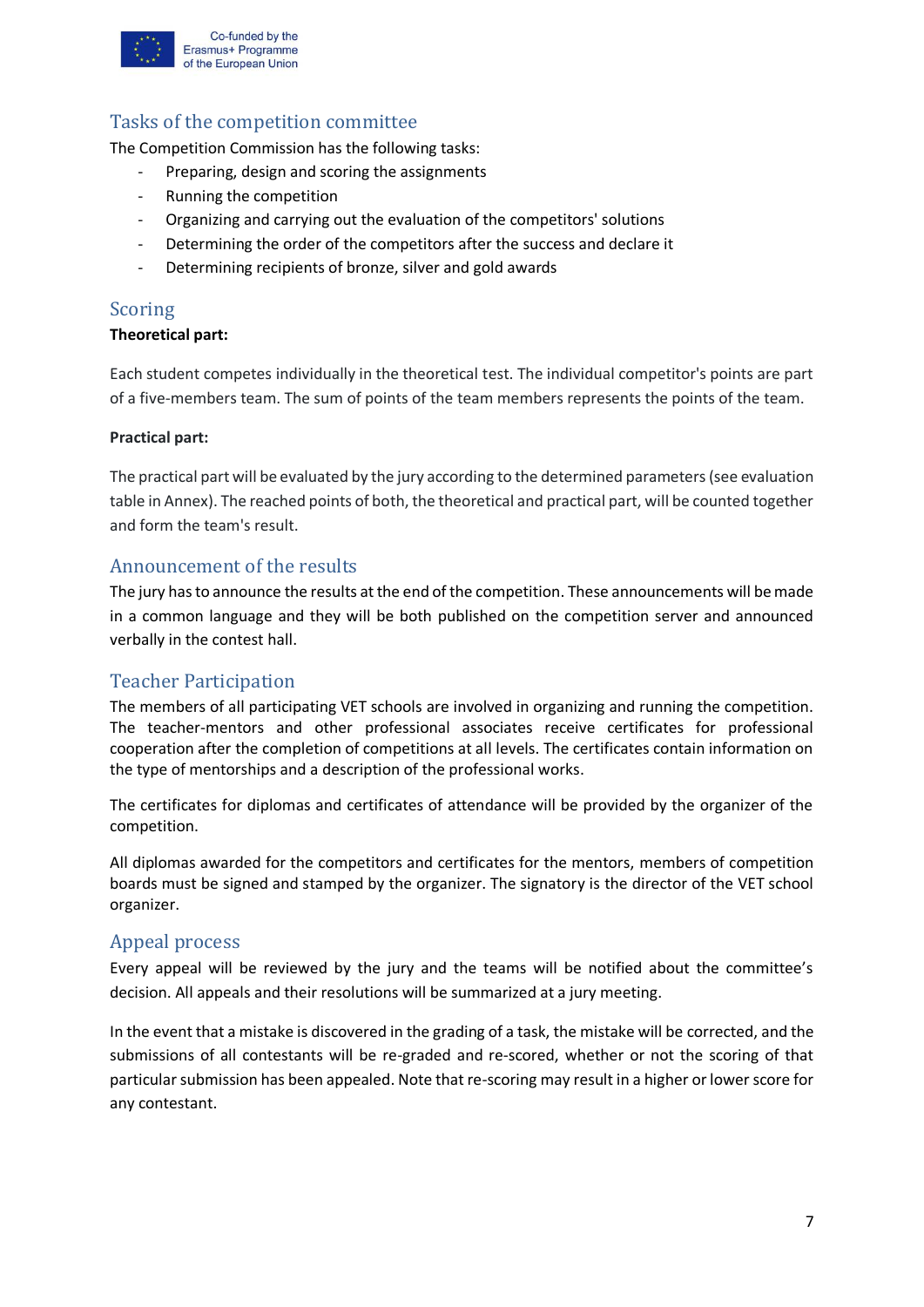## Tasks of the competition committee

The Competition Commission has the following tasks:

- Preparing, design and scoring the assignments
- Running the competition
- Organizing and carrying out the evaluation of the competitors' solutions
- Determining the order of the competitors after the success and declare it
- Determining recipients of bronze, silver and gold awards

## Scoring

**Theoretical part:**

Each student competes individually in the theoretical test. The individual competitor's points are part of a five-members team. The sum of points of the team members represents the points of the team.

**Practical part:**

The practical part will be evaluated by the jury according to the determined parameters (see evaluation table in Annex). The reached points of both, the theoretical and practical part, will be counted together and form the team's result.

## Announcement of the results

The jury has to announce the results at the end of the competition. These announcements will be made in a common language and they will be both published on the competition server and announced verbally in the contest hall.

## Teacher Participation

The members of all participating VET schools are involved in organizing and running the competition. The teacher-mentors and other professional associates receive certificates for professional cooperation after the completion of competitions at all levels. The certificates contain information on the type of mentorships and a description of the professional works.

The certificates for diplomas and certificates of attendance will be provided by the organizer of the competition.

All diplomas awarded for the competitors and certificates for the mentors, members of competition boards must be signed and stamped by the organizer. The signatory is the director of the VET school organizer.

## Appeal process

Every appeal will be reviewed by the jury and the teams will be notified about the committee's decision. All appeals and their resolutions will be summarized at a jury meeting.

In the event that a mistake is discovered in the grading of a task, the mistake will be corrected, and the submissions of all contestants will be re-graded and re-scored, whether or not the scoring of that particular submission has been appealed. Note that re-scoring may result in a higher or lower score for any contestant.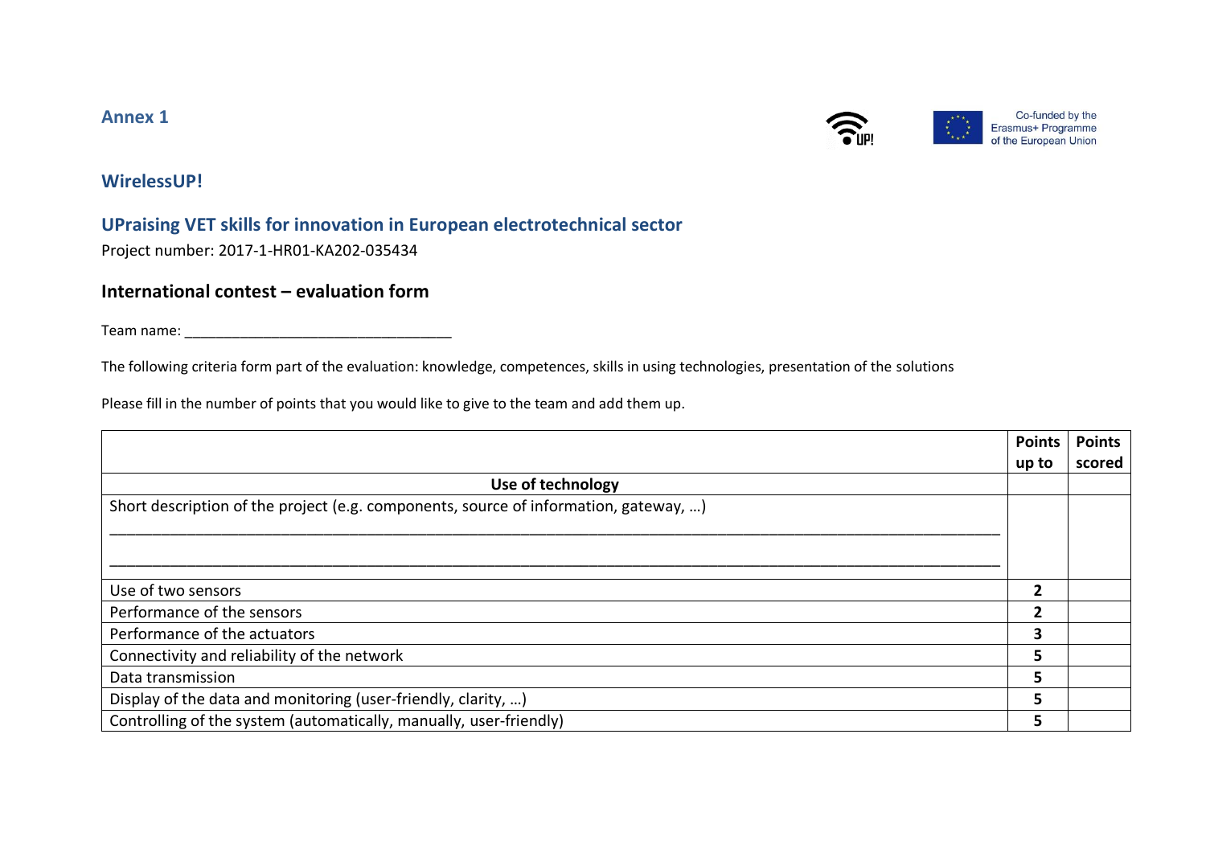**Annex 1**

Co-funded by the Erasmus+ Programme of the European Union

## WirelessUP!

## UPraising VET skills for innovation in European electrotechnical sector

Project number: 2017-1-HR01-KA202-035434

### International contest – evaluation form

Team name: ___________________________________

The following criteria form part of the evaluation: knowledge, competences, skills in using technologies, presentation of the solutions

Please fill in the number of points that you would like to give to the team and add them up.

| | Points up to | Points scored |
|---|---|---|
| **Use of technology** | | |
| Short description of the project (e.g. components, source of information, gateway, …)<br>_______________________________________________<br>_______________________________________________ | | |
| Use of two sensors | **2** | |
| Performance of the sensors | **2** | |
| Performance of the actuators | **3** | |
| Connectivity and reliability of the network | **5** | |
| Data transmission | **5** | |
| Display of the data and monitoring (user-friendly, clarity, …) | **5** | |
| Controlling of the system (automatically, manually, user-friendly) | **5** | |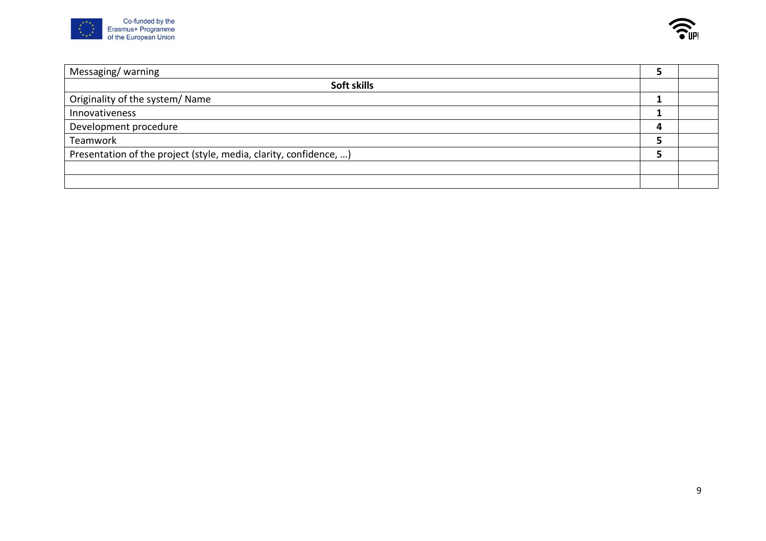| | | |
|---|---|---|
| Messaging/ warning | **5** | |
| **Soft skills** | | |
| Originality of the system/ Name | **1** | |
| Innovativeness | **1** | |
| Development procedure | **4** | |
| Teamwork | **5** | |
| Presentation of the project (style, media, clarity, confidence, …) | **5** | |
| | | |
| | | |